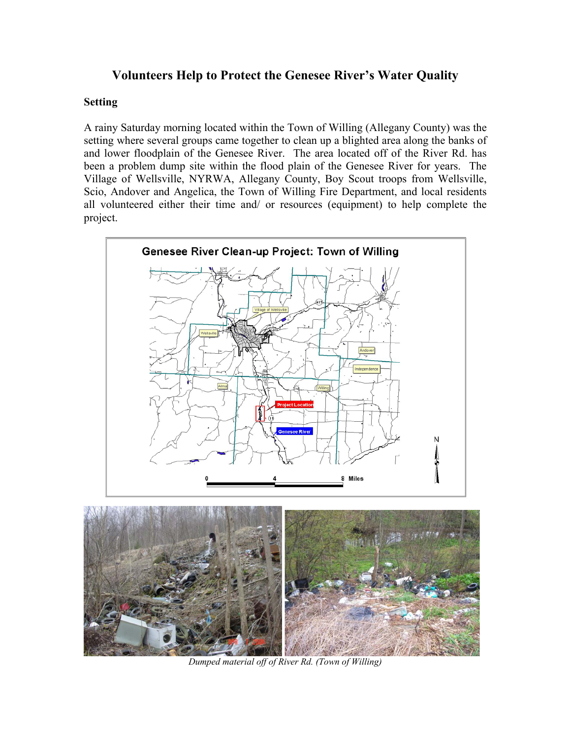# Volunteers Help to Protect the Genesee River's Water Quality

## Setting

A rainy Saturday morning located within the Town of Willing (Allegany County) was the setting where several groups came together to clean up a blighted area along the banks of and lower floodplain of the Genesee River. The area located off of the River Rd. has been a problem dump site within the flood plain of the Genesee River for years. The Village of Wellsville, NYRWA, Allegany County, Boy Scout troops from Wellsville, Scio, Andover and Angelica, the Town of Willing Fire Department, and local residents all volunteered either their time and/ or resources (equipment) to help complete the project.

*Dumped material off of River Rd. (Town of Willing)*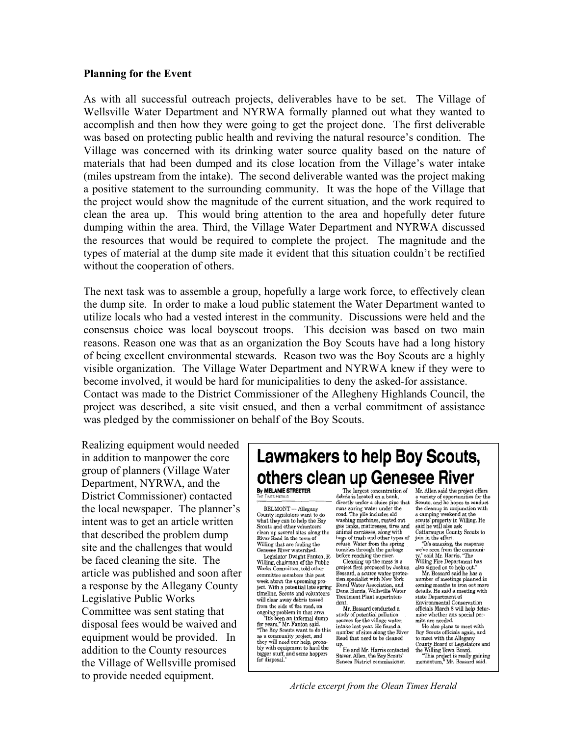**Planning for the Event**

As with all successful outreach projects, deliverables have to be set. The Village of Wellsville Water Department and NYRWA formally planned out what they wanted to accomplish and then how they were going to get the project done. The first deliverable was based on protecting public health and reviving the natural resource's condition. The Village was concerned with its drinking water source quality based on the nature of materials that had been dumped and its close location from the Village's water intake (miles upstream from the intake). The second deliverable wanted was the project making a positive statement to the surrounding community. It was the hope of the Village that the project would show the magnitude of the current situation, and the work required to clean the area up. This would bring attention to the area and hopefully deter future dumping within the area. Third, the Village Water Department and NYRWA discussed the resources that would be required to complete the project. The magnitude and the types of material at the dump site made it evident that this situation couldn't be rectified without the cooperation of others.

The next task was to assemble a group, hopefully a large work force, to effectively clean the dump site. In order to make a loud public statement the Water Department wanted to utilize locals who had a vested interest in the community. Discussions were held and the consensus choice was local boyscout troops. This decision was based on two main reasons. Reason one was that as an organization the Boy Scouts have had a long history of being excellent environmental stewards. Reason two was the Boy Scouts are a highly visible organization. The Village Water Department and NYRWA knew if they were to become involved, it would be hard for municipalities to deny the asked-for assistance. Contact was made to the District Commissioner of the Allegheny Highlands Council, the project was described, a site visit ensued, and then a verbal commitment of assistance was pledged by the commissioner on behalf of the Boy Scouts.

Realizing equipment would needed in addition to manpower the core group of planners (Village Water Department, NYRWA, and the District Commissioner) contacted the local newspaper. The planner's intent was to get an article written that described the problem dump site and the challenges that would be faced cleaning the site. The article was published and soon after a response by the Allegany County Legislative Public Works Committee was sent stating that disposal fees would be waived and equipment would be provided. In addition to the County resources the Village of Wellsville promised to provide needed equipment.

## Lawmakers to help Boy Scouts, others clean up Genesee River

**By MELANIE STREETER**
THE TIMES HERALD

BELMONT — Allegany County legislators want to do what they can to help the Boy Scouts and other volunteers clean up several sites along the River Road in the town of Willing that are fouling the Genesee River watershed.

Legislator Dwight Fanton, R-Willing, chairman of the Public Works Committee, told other committee members this past week about the upcoming project. With a potential late spring timeline, Scouts and volunteers will clear away debris tossed from the side of the road, an ongoing problem in that area.

"It's been an informal dump for years," Mr. Fanton said. "The Boy Scouts want to do this as a community project, and they will need our help, probably with equipment to haul the bigger stuff, and some hoppers for disposal."

The largest concentration of debris is located on a bank, directly under a sluice pipe that runs spring water under the road. The pile includes old washing machines, rusted out gas tanks, mattresses, tires and animal carcasses, along with bags of trash and other types of refuse. Water from the spring tumbles through the garbage before reaching the river.

Cleaning up the mess is a project first proposed by Joshua Bossard, a source water protection specialist with New York Rural Water Association, and Dana Harris, Wellsville Water Treatment Plant superintendent.

Mr. Bossard conducted a study of potential pollution sources for the village water intake last year. He found a number of sites along the River Road that need to be cleaned up.

He and Mr. Harris contacted Steven Allen, the Boy Scouts' Seneca District commissioner.

Mr. Allen said the project offers a variety of opportunities for the Scouts, and he hopes to conduct the cleanup in conjunction with a camping weekend at the scouts' property in Willing. He said he will also ask Cattaraugus County Scouts to join in the effort.

"It's amazing, the response we've seen from the community," said Mr. Harris. "The Willing Fire Department has also signed on to help out."

Mr. Bossard said he has a number of meetings planned in coming months to iron out more details. He said a meeting with state Department of Environmental Conservation officials March 8 will help determine whether any special permits are needed.

He also plans to meet with Boy Scouts officials again, and to meet with the Allegany County Board of Legislators and the Willing Town Board.

"This project is really gaining momentum," Mr. Bossard said.

*Article excerpt from the Olean Times Herald*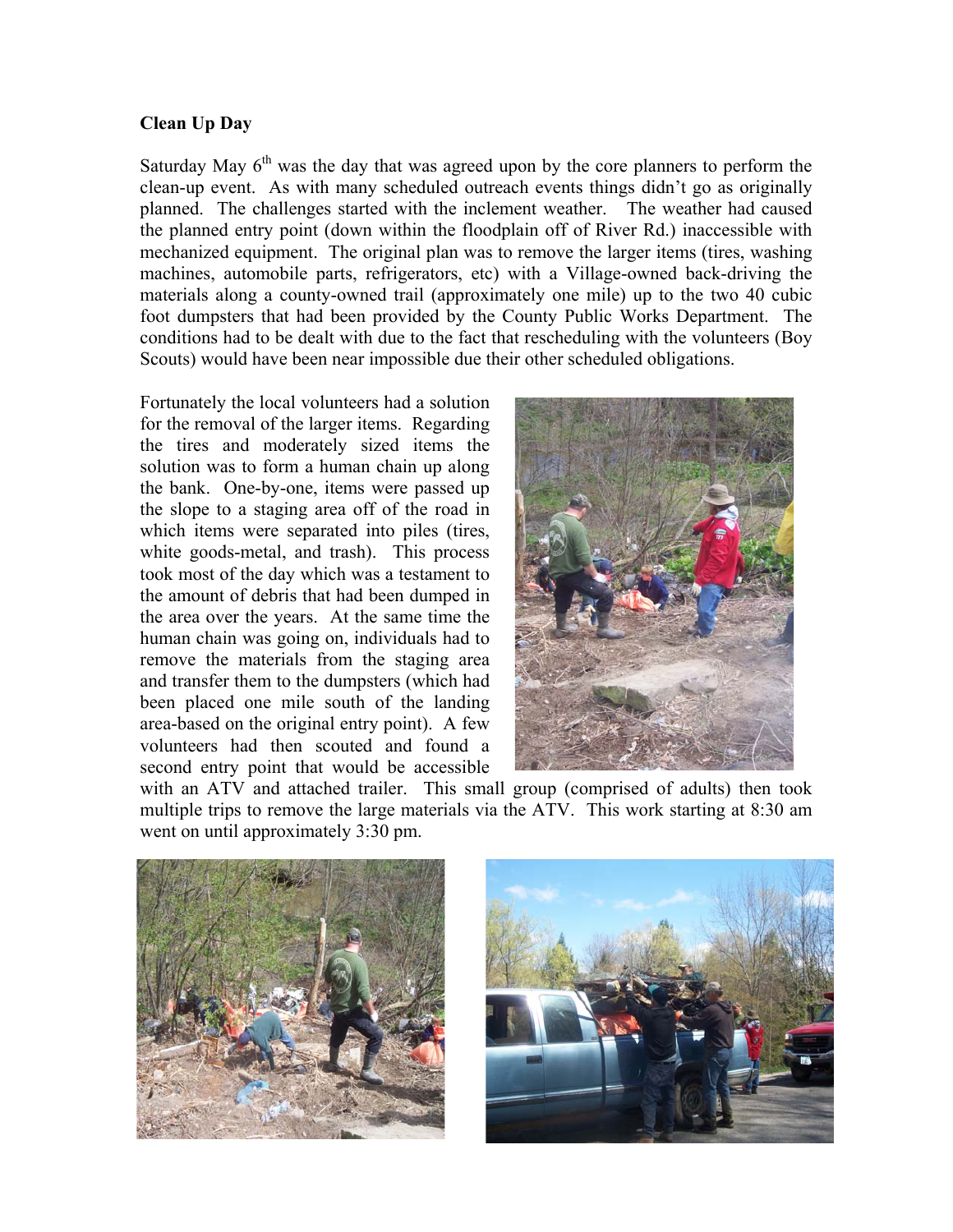**Clean Up Day**

Saturday May 6th was the day that was agreed upon by the core planners to perform the clean-up event. As with many scheduled outreach events things didn't go as originally planned. The challenges started with the inclement weather. The weather had caused the planned entry point (down within the floodplain off of River Rd.) inaccessible with mechanized equipment. The original plan was to remove the larger items (tires, washing machines, automobile parts, refrigerators, etc) with a Village-owned back-driving the materials along a county-owned trail (approximately one mile) up to the two 40 cubic foot dumpsters that had been provided by the County Public Works Department. The conditions had to be dealt with due to the fact that rescheduling with the volunteers (Boy Scouts) would have been near impossible due their other scheduled obligations.

Fortunately the local volunteers had a solution for the removal of the larger items. Regarding the tires and moderately sized items the solution was to form a human chain up along the bank. One-by-one, items were passed up the slope to a staging area off of the road in which items were separated into piles (tires, white goods-metal, and trash). This process took most of the day which was a testament to the amount of debris that had been dumped in the area over the years. At the same time the human chain was going on, individuals had to remove the materials from the staging area and transfer them to the dumpsters (which had been placed one mile south of the landing area-based on the original entry point). A few volunteers had then scouted and found a second entry point that would be accessible with an ATV and attached trailer. This small group (comprised of adults) then took multiple trips to remove the large materials via the ATV. This work starting at 8:30 am went on until approximately 3:30 pm.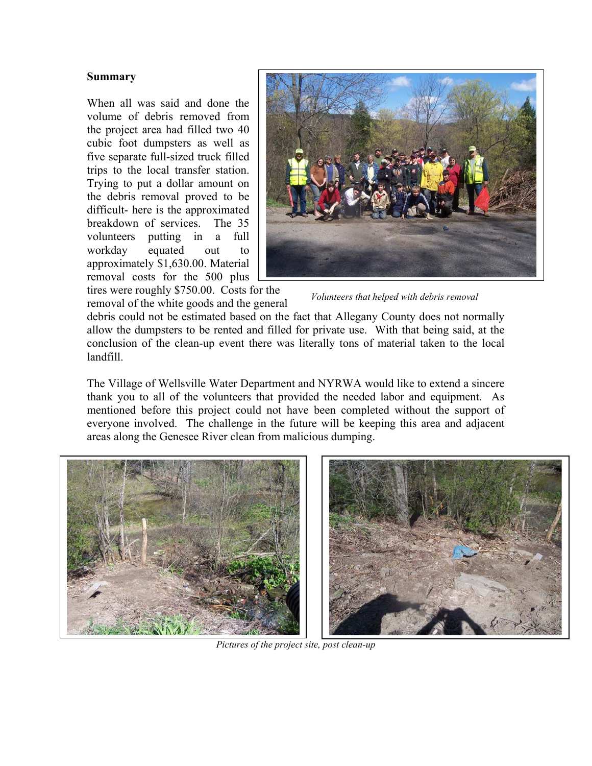**Summary**

When all was said and done the volume of debris removed from the project area had filled two 40 cubic foot dumpsters as well as five separate full-sized truck filled trips to the local transfer station. Trying to put a dollar amount on the debris removal proved to be difficult- here is the approximated breakdown of services. The 35 volunteers putting in a full workday equated out to approximately $1,630.00. Material removal costs for the 500 plus tires were roughly $750.00. Costs for the removal of the white goods and the general debris could not be estimated based on the fact that Allegany County does not normally allow the dumpsters to be rented and filled for private use. With that being said, at the conclusion of the clean-up event there was literally tons of material taken to the local landfill.

*Volunteers that helped with debris removal*

The Village of Wellsville Water Department and NYRWA would like to extend a sincere thank you to all of the volunteers that provided the needed labor and equipment. As mentioned before this project could not have been completed without the support of everyone involved. The challenge in the future will be keeping this area and adjacent areas along the Genesee River clean from malicious dumping.

*Pictures of the project site, post clean-up*